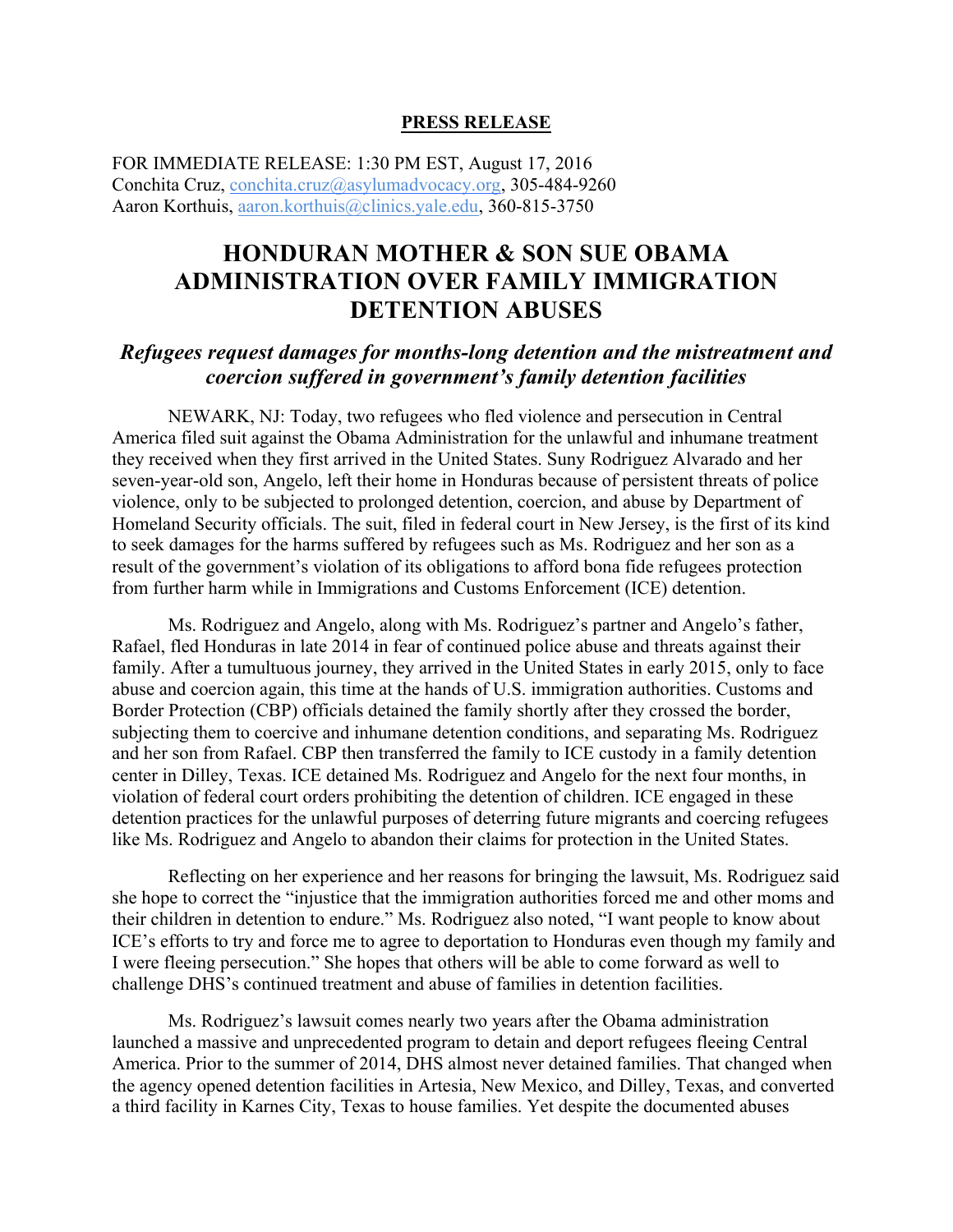**PRESS RELEASE**

FOR IMMEDIATE RELEASE: 1:30 PM EST, August 17, 2016
Conchita Cruz, conchita.cruz@asylumadvocacy.org, 305-484-9260
Aaron Korthuis, aaron.korthuis@clinics.yale.edu, 360-815-3750

# HONDURAN MOTHER & SON SUE OBAMA ADMINISTRATION OVER FAMILY IMMIGRATION DETENTION ABUSES

## *Refugees request damages for months-long detention and the mistreatment and coercion suffered in government's family detention facilities*

NEWARK, NJ: Today, two refugees who fled violence and persecution in Central America filed suit against the Obama Administration for the unlawful and inhumane treatment they received when they first arrived in the United States. Suny Rodriguez Alvarado and her seven-year-old son, Angelo, left their home in Honduras because of persistent threats of police violence, only to be subjected to prolonged detention, coercion, and abuse by Department of Homeland Security officials. The suit, filed in federal court in New Jersey, is the first of its kind to seek damages for the harms suffered by refugees such as Ms. Rodriguez and her son as a result of the government's violation of its obligations to afford bona fide refugees protection from further harm while in Immigrations and Customs Enforcement (ICE) detention.

Ms. Rodriguez and Angelo, along with Ms. Rodriguez's partner and Angelo's father, Rafael, fled Honduras in late 2014 in fear of continued police abuse and threats against their family. After a tumultuous journey, they arrived in the United States in early 2015, only to face abuse and coercion again, this time at the hands of U.S. immigration authorities. Customs and Border Protection (CBP) officials detained the family shortly after they crossed the border, subjecting them to coercive and inhumane detention conditions, and separating Ms. Rodriguez and her son from Rafael. CBP then transferred the family to ICE custody in a family detention center in Dilley, Texas. ICE detained Ms. Rodriguez and Angelo for the next four months, in violation of federal court orders prohibiting the detention of children. ICE engaged in these detention practices for the unlawful purposes of deterring future migrants and coercing refugees like Ms. Rodriguez and Angelo to abandon their claims for protection in the United States.

Reflecting on her experience and her reasons for bringing the lawsuit, Ms. Rodriguez said she hope to correct the "injustice that the immigration authorities forced me and other moms and their children in detention to endure." Ms. Rodriguez also noted, "I want people to know about ICE's efforts to try and force me to agree to deportation to Honduras even though my family and I were fleeing persecution." She hopes that others will be able to come forward as well to challenge DHS's continued treatment and abuse of families in detention facilities.

Ms. Rodriguez's lawsuit comes nearly two years after the Obama administration launched a massive and unprecedented program to detain and deport refugees fleeing Central America. Prior to the summer of 2014, DHS almost never detained families. That changed when the agency opened detention facilities in Artesia, New Mexico, and Dilley, Texas, and converted a third facility in Karnes City, Texas to house families. Yet despite the documented abuses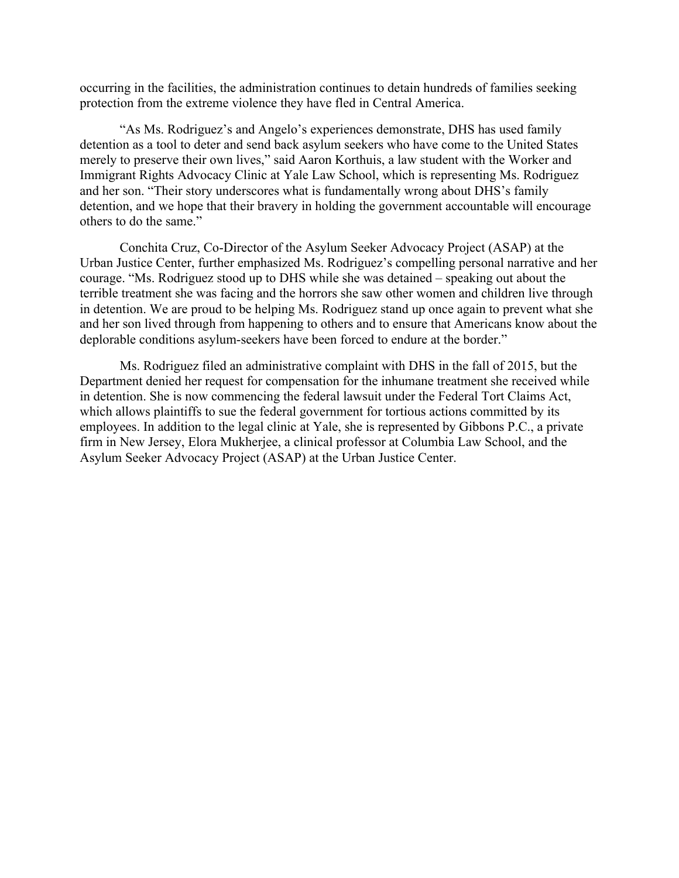occurring in the facilities, the administration continues to detain hundreds of families seeking protection from the extreme violence they have fled in Central America.

"As Ms. Rodriguez's and Angelo's experiences demonstrate, DHS has used family detention as a tool to deter and send back asylum seekers who have come to the United States merely to preserve their own lives," said Aaron Korthuis, a law student with the Worker and Immigrant Rights Advocacy Clinic at Yale Law School, which is representing Ms. Rodriguez and her son. "Their story underscores what is fundamentally wrong about DHS's family detention, and we hope that their bravery in holding the government accountable will encourage others to do the same."

Conchita Cruz, Co-Director of the Asylum Seeker Advocacy Project (ASAP) at the Urban Justice Center, further emphasized Ms. Rodriguez's compelling personal narrative and her courage. "Ms. Rodriguez stood up to DHS while she was detained – speaking out about the terrible treatment she was facing and the horrors she saw other women and children live through in detention. We are proud to be helping Ms. Rodriguez stand up once again to prevent what she and her son lived through from happening to others and to ensure that Americans know about the deplorable conditions asylum-seekers have been forced to endure at the border."

Ms. Rodriguez filed an administrative complaint with DHS in the fall of 2015, but the Department denied her request for compensation for the inhumane treatment she received while in detention. She is now commencing the federal lawsuit under the Federal Tort Claims Act, which allows plaintiffs to sue the federal government for tortious actions committed by its employees. In addition to the legal clinic at Yale, she is represented by Gibbons P.C., a private firm in New Jersey, Elora Mukherjee, a clinical professor at Columbia Law School, and the Asylum Seeker Advocacy Project (ASAP) at the Urban Justice Center.